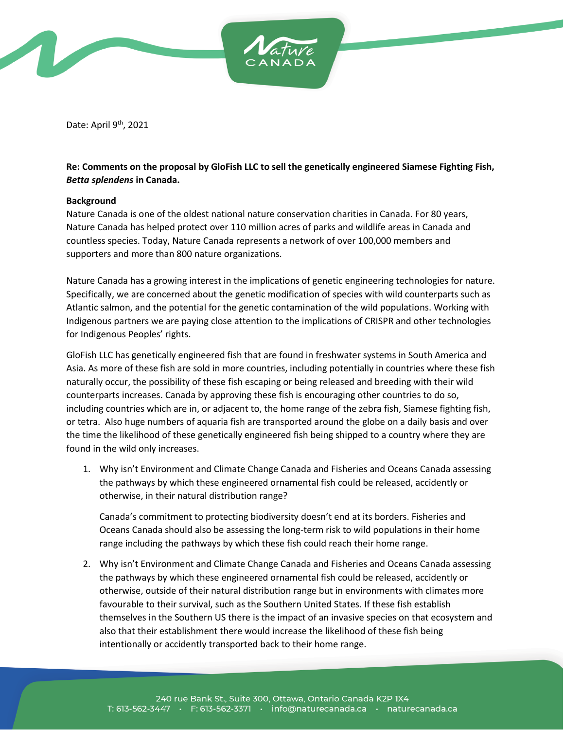Date: April 9th, 2021

**Re: Comments on the proposal by GloFish LLC to sell the genetically engineered Siamese Fighting Fish, *Betta splendens* in Canada.**

**Background**

Nature Canada is one of the oldest national nature conservation charities in Canada. For 80 years, Nature Canada has helped protect over 110 million acres of parks and wildlife areas in Canada and countless species. Today, Nature Canada represents a network of over 100,000 members and supporters and more than 800 nature organizations.

Nature Canada has a growing interest in the implications of genetic engineering technologies for nature. Specifically, we are concerned about the genetic modification of species with wild counterparts such as Atlantic salmon, and the potential for the genetic contamination of the wild populations. Working with Indigenous partners we are paying close attention to the implications of CRISPR and other technologies for Indigenous Peoples' rights.

GloFish LLC has genetically engineered fish that are found in freshwater systems in South America and Asia. As more of these fish are sold in more countries, including potentially in countries where these fish naturally occur, the possibility of these fish escaping or being released and breeding with their wild counterparts increases. Canada by approving these fish is encouraging other countries to do so, including countries which are in, or adjacent to, the home range of the zebra fish, Siamese fighting fish, or tetra. Also huge numbers of aquaria fish are transported around the globe on a daily basis and over the time the likelihood of these genetically engineered fish being shipped to a country where they are found in the wild only increases.

1. Why isn't Environment and Climate Change Canada and Fisheries and Oceans Canada assessing the pathways by which these engineered ornamental fish could be released, accidently or otherwise, in their natural distribution range?

   Canada's commitment to protecting biodiversity doesn't end at its borders. Fisheries and Oceans Canada should also be assessing the long-term risk to wild populations in their home range including the pathways by which these fish could reach their home range.

2. Why isn't Environment and Climate Change Canada and Fisheries and Oceans Canada assessing the pathways by which these engineered ornamental fish could be released, accidently or otherwise, outside of their natural distribution range but in environments with climates more favourable to their survival, such as the Southern United States. If these fish establish themselves in the Southern US there is the impact of an invasive species on that ecosystem and also that their establishment there would increase the likelihood of these fish being intentionally or accidently transported back to their home range.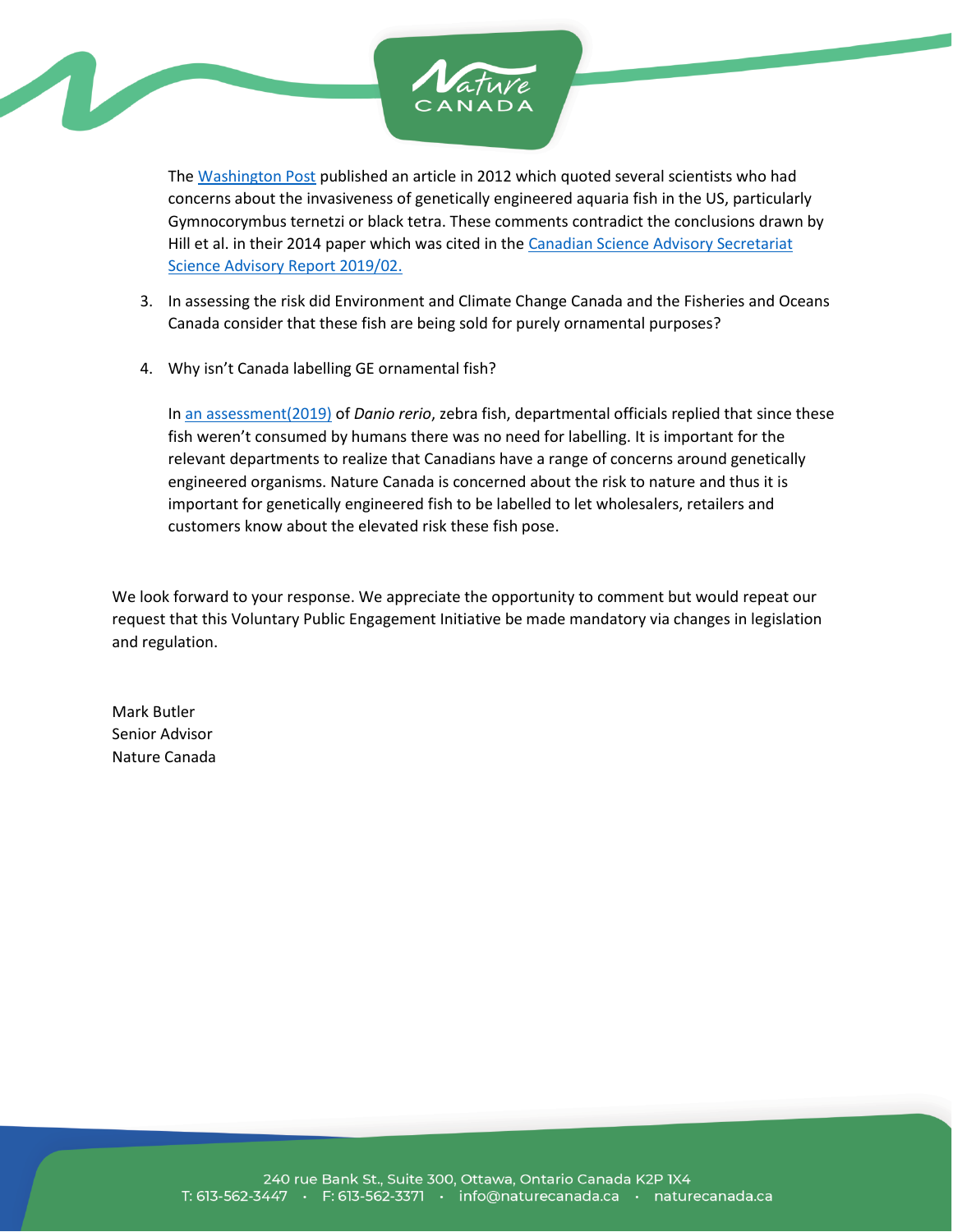The Washington Post published an article in 2012 which quoted several scientists who had concerns about the invasiveness of genetically engineered aquaria fish in the US, particularly Gymnocorymbus ternetzi or black tetra. These comments contradict the conclusions drawn by Hill et al. in their 2014 paper which was cited in the Canadian Science Advisory Secretariat Science Advisory Report 2019/02.

3. In assessing the risk did Environment and Climate Change Canada and the Fisheries and Oceans Canada consider that these fish are being sold for purely ornamental purposes?

4. Why isn't Canada labelling GE ornamental fish?

   In an assessment(2019) of *Danio rerio*, zebra fish, departmental officials replied that since these fish weren't consumed by humans there was no need for labelling. It is important for the relevant departments to realize that Canadians have a range of concerns around genetically engineered organisms. Nature Canada is concerned about the risk to nature and thus it is important for genetically engineered fish to be labelled to let wholesalers, retailers and customers know about the elevated risk these fish pose.

We look forward to your response. We appreciate the opportunity to comment but would repeat our request that this Voluntary Public Engagement Initiative be made mandatory via changes in legislation and regulation.

Mark Butler
Senior Advisor
Nature Canada